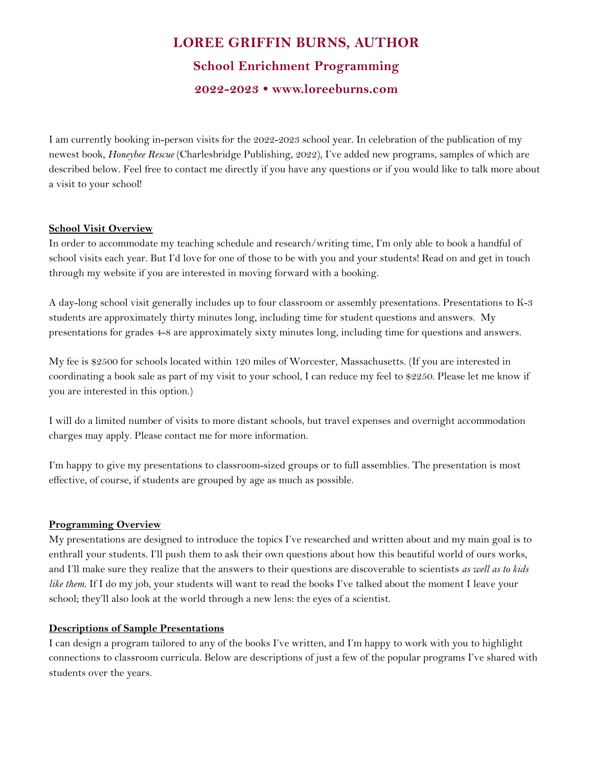# LOREE GRIFFIN BURNS, AUTHOR

## School Enrichment Programming

## 2022-2023 • www.loreeburns.com

I am currently booking in-person visits for the 2022-2023 school year. In celebration of the publication of my newest book, *Honeybee Rescue* (Charlesbridge Publishing, 2022), I've added new programs, samples of which are described below. Feel free to contact me directly if you have any questions or if you would like to talk more about a visit to your school!

**School Visit Overview**

In order to accommodate my teaching schedule and research/writing time, I'm only able to book a handful of school visits each year. But I'd love for one of those to be with you and your students! Read on and get in touch through my website if you are interested in moving forward with a booking.

A day-long school visit generally includes up to four classroom or assembly presentations. Presentations to K-3 students are approximately thirty minutes long, including time for student questions and answers. My presentations for grades 4-8 are approximately sixty minutes long, including time for questions and answers.

My fee is $2500 for schools located within 120 miles of Worcester, Massachusetts. (If you are interested in coordinating a book sale as part of my visit to your school, I can reduce my feel to $2250. Please let me know if you are interested in this option.)

I will do a limited number of visits to more distant schools, but travel expenses and overnight accommodation charges may apply. Please contact me for more information.

I'm happy to give my presentations to classroom-sized groups or to full assemblies. The presentation is most effective, of course, if students are grouped by age as much as possible.

**Programming Overview**

My presentations are designed to introduce the topics I've researched and written about and my main goal is to enthrall your students. I'll push them to ask their own questions about how this beautiful world of ours works, and I'll make sure they realize that the answers to their questions are discoverable to scientists *as well as to kids like them.* If I do my job, your students will want to read the books I've talked about the moment I leave your school; they'll also look at the world through a new lens: the eyes of a scientist.

**Descriptions of Sample Presentations**

I can design a program tailored to any of the books I've written, and I'm happy to work with you to highlight connections to classroom curricula. Below are descriptions of just a few of the popular programs I've shared with students over the years.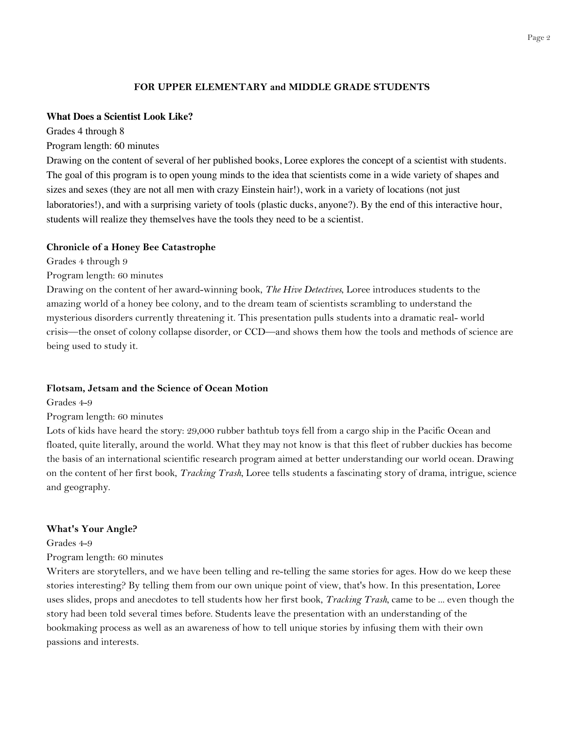## FOR UPPER ELEMENTARY and MIDDLE GRADE STUDENTS

### What Does a Scientist Look Like?

Grades 4 through 8

Program length: 60 minutes

Drawing on the content of several of her published books, Loree explores the concept of a scientist with students. The goal of this program is to open young minds to the idea that scientists come in a wide variety of shapes and sizes and sexes (they are not all men with crazy Einstein hair!), work in a variety of locations (not just laboratories!), and with a surprising variety of tools (plastic ducks, anyone?). By the end of this interactive hour, students will realize they themselves have the tools they need to be a scientist.

### Chronicle of a Honey Bee Catastrophe

Grades 4 through 9

Program length: 60 minutes

Drawing on the content of her award-winning book, *The Hive Detectives*, Loree introduces students to the amazing world of a honey bee colony, and to the dream team of scientists scrambling to understand the mysterious disorders currently threatening it. This presentation pulls students into a dramatic real- world crisis—the onset of colony collapse disorder, or CCD—and shows them how the tools and methods of science are being used to study it.

### Flotsam, Jetsam and the Science of Ocean Motion

Grades 4-9

Program length: 60 minutes

Lots of kids have heard the story: 29,000 rubber bathtub toys fell from a cargo ship in the Pacific Ocean and floated, quite literally, around the world. What they may not know is that this fleet of rubber duckies has become the basis of an international scientific research program aimed at better understanding our world ocean. Drawing on the content of her first book, *Tracking Trash*, Loree tells students a fascinating story of drama, intrigue, science and geography.

### What's Your Angle?

Grades 4-9

Program length: 60 minutes

Writers are storytellers, and we have been telling and re-telling the same stories for ages. How do we keep these stories interesting? By telling them from our own unique point of view, that's how. In this presentation, Loree uses slides, props and anecdotes to tell students how her first book, *Tracking Trash*, came to be ... even though the story had been told several times before. Students leave the presentation with an understanding of the bookmaking process as well as an awareness of how to tell unique stories by infusing them with their own passions and interests.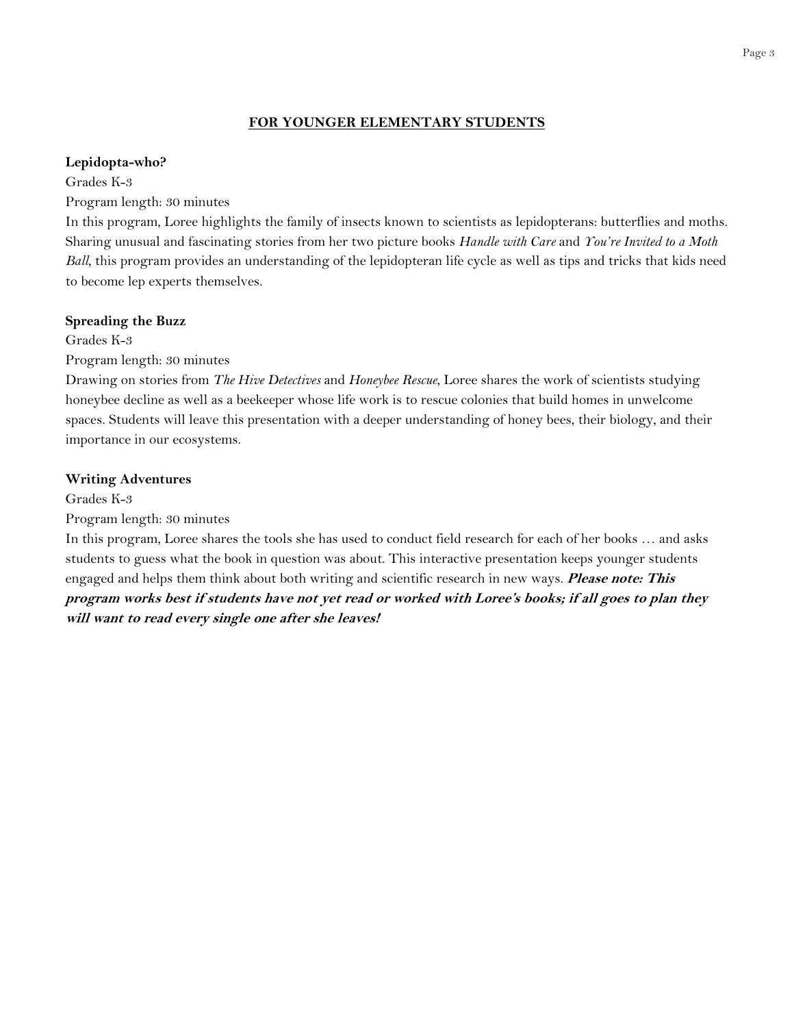## FOR YOUNGER ELEMENTARY STUDENTS

**Lepidopta-who?**

Grades K-3

Program length: 30 minutes

In this program, Loree highlights the family of insects known to scientists as lepidopterans: butterflies and moths. Sharing unusual and fascinating stories from her two picture books *Handle with Care* and *You're Invited to a Moth Ball*, this program provides an understanding of the lepidopteran life cycle as well as tips and tricks that kids need to become lep experts themselves.

**Spreading the Buzz**

Grades K-3

Program length: 30 minutes

Drawing on stories from *The Hive Detectives* and *Honeybee Rescue*, Loree shares the work of scientists studying honeybee decline as well as a beekeeper whose life work is to rescue colonies that build homes in unwelcome spaces. Students will leave this presentation with a deeper understanding of honey bees, their biology, and their importance in our ecosystems.

**Writing Adventures**

Grades K-3

Program length: 30 minutes

In this program, Loree shares the tools she has used to conduct field research for each of her books … and asks students to guess what the book in question was about. This interactive presentation keeps younger students engaged and helps them think about both writing and scientific research in new ways. ***Please note: This program works best if students have not yet read or worked with Loree's books; if all goes to plan they will want to read every single one after she leaves!***